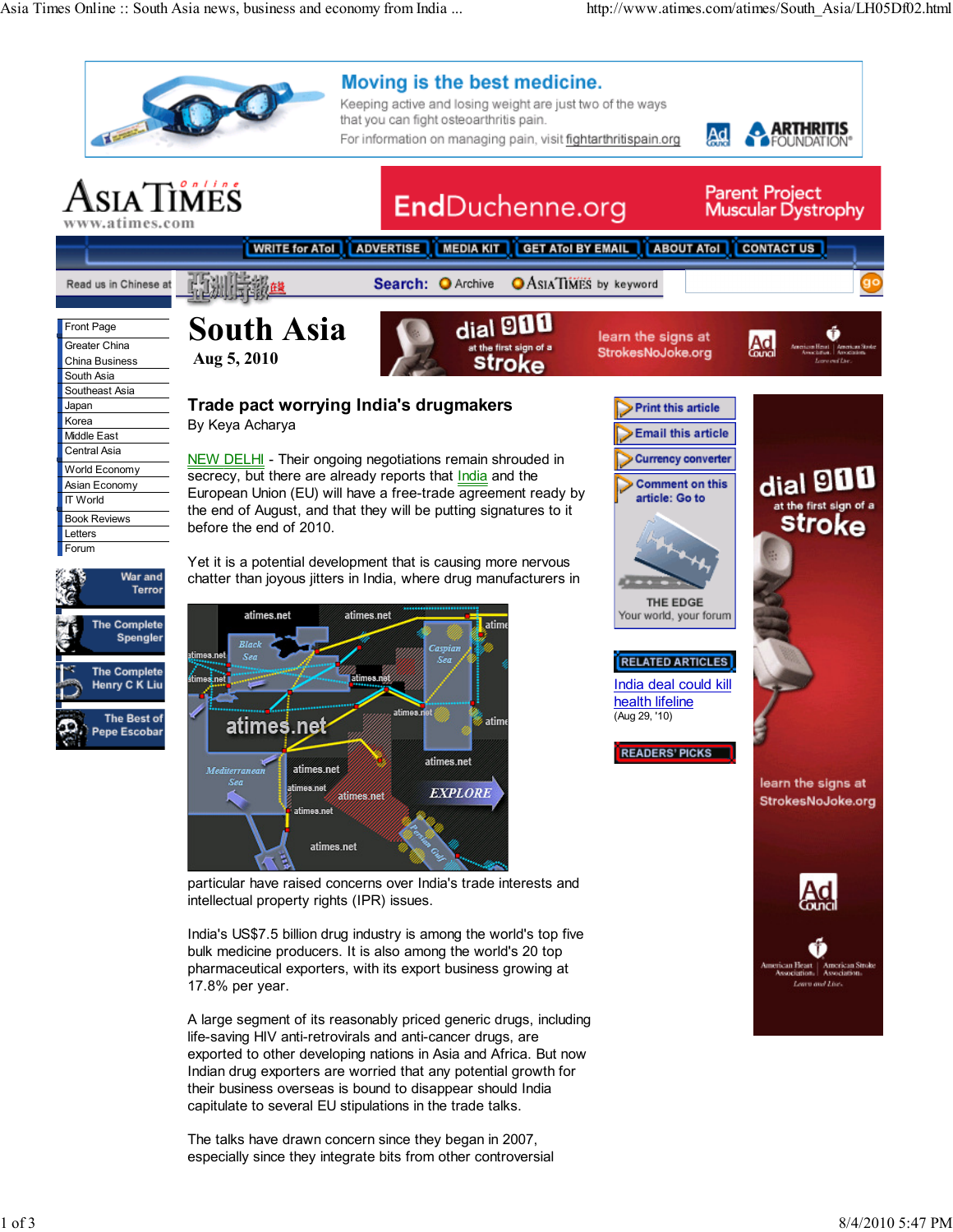# South Asia

Aug 5, 2010

## Trade pact worrying India's drugmakers

By Keya Acharya

NEW DELHI - Their ongoing negotiations remain shrouded in secrecy, but there are already reports that India and the European Union (EU) will have a free-trade agreement ready by the end of August, and that they will be putting signatures to it before the end of 2010.

Yet it is a potential development that is causing more nervous chatter than joyous jitters in India, where drug manufacturers in particular have raised concerns over India's trade interests and intellectual property rights (IPR) issues.

India's US$7.5 billion drug industry is among the world's top five bulk medicine producers. It is also among the world's 20 top pharmaceutical exporters, with its export business growing at 17.8% per year.

A large segment of its reasonably priced generic drugs, including life-saving HIV anti-retrovirals and anti-cancer drugs, are exported to other developing nations in Asia and Africa. But now Indian drug exporters are worried that any potential growth for their business overseas is bound to disappear should India capitulate to several EU stipulations in the trade talks.

The talks have drawn concern since they began in 2007, especially since they integrate bits from other controversial

**RELATED ARTICLES**

India deal could kill health lifeline
(Aug 29, '10)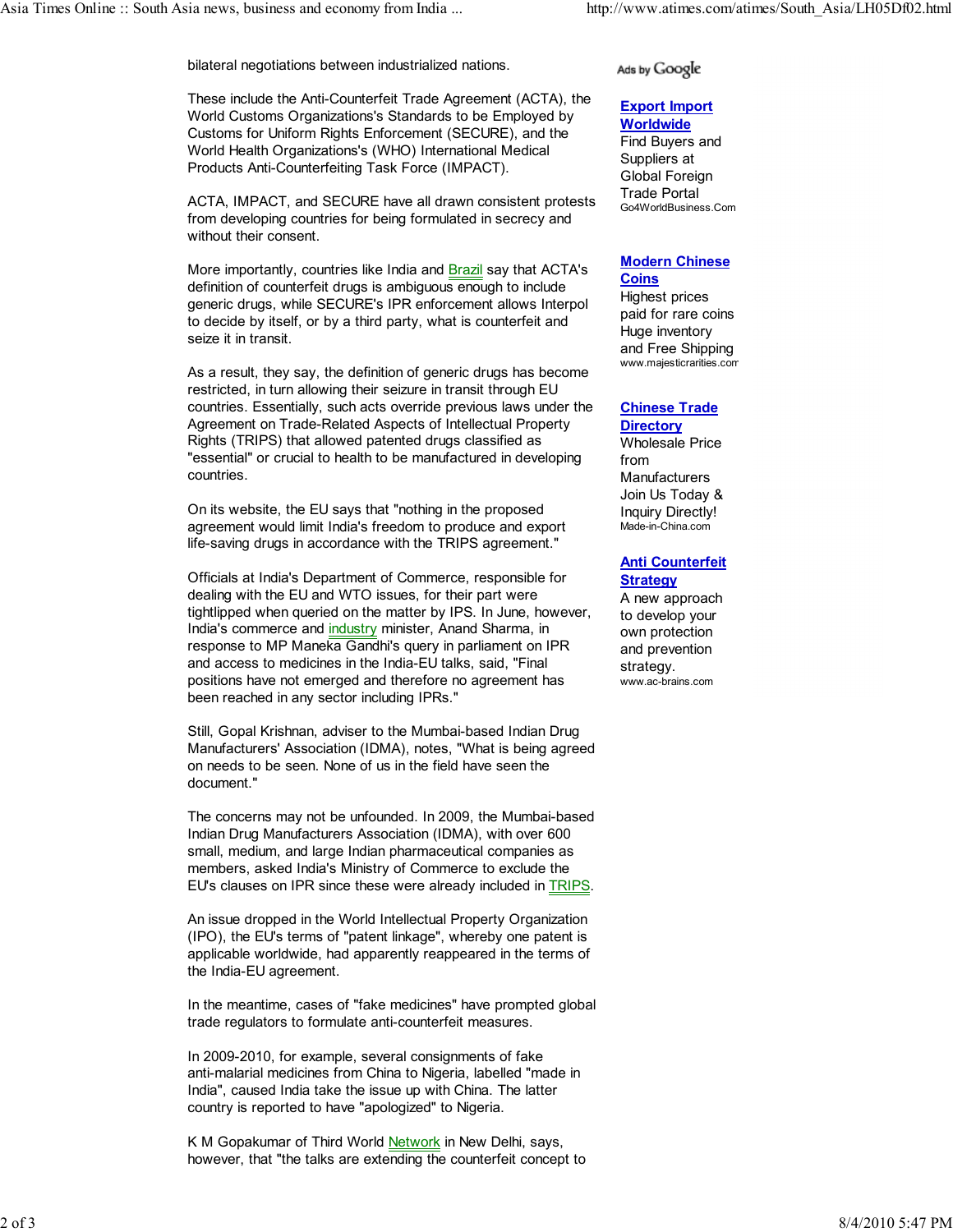bilateral negotiations between industrialized nations.

These include the Anti-Counterfeit Trade Agreement (ACTA), the World Customs Organizations's Standards to be Employed by Customs for Uniform Rights Enforcement (SECURE), and the World Health Organizations's (WHO) International Medical Products Anti-Counterfeiting Task Force (IMPACT).

ACTA, IMPACT, and SECURE have all drawn consistent protests from developing countries for being formulated in secrecy and without their consent.

More importantly, countries like India and Brazil say that ACTA's definition of counterfeit drugs is ambiguous enough to include generic drugs, while SECURE's IPR enforcement allows Interpol to decide by itself, or by a third party, what is counterfeit and seize it in transit.

As a result, they say, the definition of generic drugs has become restricted, in turn allowing their seizure in transit through EU countries. Essentially, such acts override previous laws under the Agreement on Trade-Related Aspects of Intellectual Property Rights (TRIPS) that allowed patented drugs classified as "essential" or crucial to health to be manufactured in developing countries.

On its website, the EU says that "nothing in the proposed agreement would limit India's freedom to produce and export life-saving drugs in accordance with the TRIPS agreement."

Officials at India's Department of Commerce, responsible for dealing with the EU and WTO issues, for their part were tightlipped when queried on the matter by IPS. In June, however, India's commerce and industry minister, Anand Sharma, in response to MP Maneka Gandhi's query in parliament on IPR and access to medicines in the India-EU talks, said, "Final positions have not emerged and therefore no agreement has been reached in any sector including IPRs."

Still, Gopal Krishnan, adviser to the Mumbai-based Indian Drug Manufacturers' Association (IDMA), notes, "What is being agreed on needs to be seen. None of us in the field have seen the document."

The concerns may not be unfounded. In 2009, the Mumbai-based Indian Drug Manufacturers Association (IDMA), with over 600 small, medium, and large Indian pharmaceutical companies as members, asked India's Ministry of Commerce to exclude the EU's clauses on IPR since these were already included in TRIPS.

An issue dropped in the World Intellectual Property Organization (IPO), the EU's terms of "patent linkage", whereby one patent is applicable worldwide, had apparently reappeared in the terms of the India-EU agreement.

In the meantime, cases of "fake medicines" have prompted global trade regulators to formulate anti-counterfeit measures.

In 2009-2010, for example, several consignments of fake anti-malarial medicines from China to Nigeria, labelled "made in India", caused India take the issue up with China. The latter country is reported to have "apologized" to Nigeria.

K M Gopakumar of Third World Network in New Delhi, says, however, that "the talks are extending the counterfeit concept to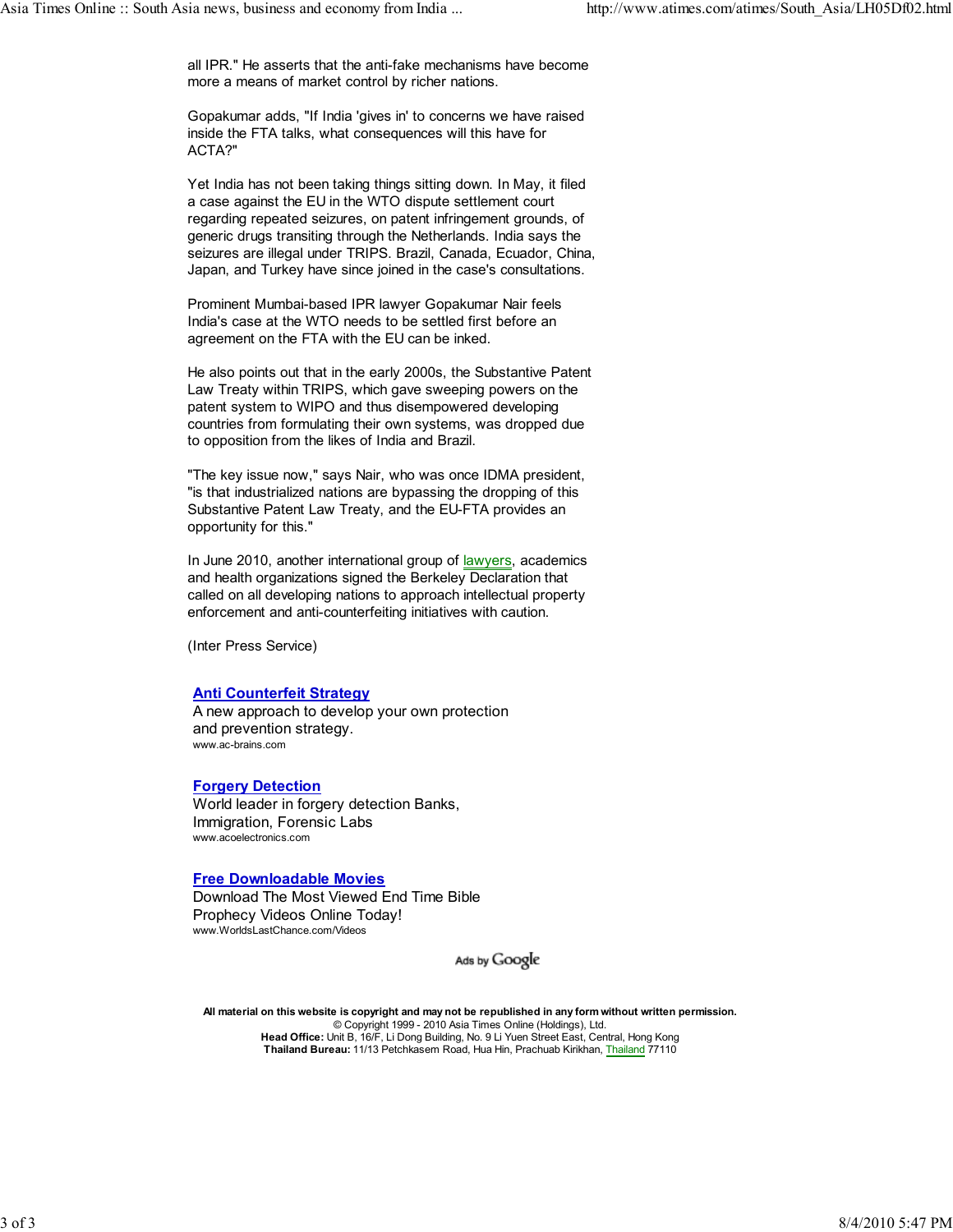all IPR." He asserts that the anti-fake mechanisms have become more a means of market control by richer nations.

Gopakumar adds, "If India 'gives in' to concerns we have raised inside the FTA talks, what consequences will this have for ACTA?"

Yet India has not been taking things sitting down. In May, it filed a case against the EU in the WTO dispute settlement court regarding repeated seizures, on patent infringement grounds, of generic drugs transiting through the Netherlands. India says the seizures are illegal under TRIPS. Brazil, Canada, Ecuador, China, Japan, and Turkey have since joined in the case's consultations.

Prominent Mumbai-based IPR lawyer Gopakumar Nair feels India's case at the WTO needs to be settled first before an agreement on the FTA with the EU can be inked.

He also points out that in the early 2000s, the Substantive Patent Law Treaty within TRIPS, which gave sweeping powers on the patent system to WIPO and thus disempowered developing countries from formulating their own systems, was dropped due to opposition from the likes of India and Brazil.

"The key issue now," says Nair, who was once IDMA president, "is that industrialized nations are bypassing the dropping of this Substantive Patent Law Treaty, and the EU-FTA provides an opportunity for this."

In June 2010, another international group of lawyers, academics and health organizations signed the Berkeley Declaration that called on all developing nations to approach intellectual property enforcement and anti-counterfeiting initiatives with caution.

(Inter Press Service)

**Anti Counterfeit Strategy**
A new approach to develop your own protection and prevention strategy.
www.ac-brains.com

**Forgery Detection**
World leader in forgery detection Banks, Immigration, Forensic Labs
www.acoelectronics.com

**Free Downloadable Movies**
Download The Most Viewed End Time Bible Prophecy Videos Online Today!
www.WorldsLastChance.com/Videos

Ads by Google

**All material on this website is copyright and may not be republished in any form without written permission.**
© Copyright 1999 - 2010 Asia Times Online (Holdings), Ltd.
**Head Office:** Unit B, 16/F, Li Dong Building, No. 9 Li Yuen Street East, Central, Hong Kong
**Thailand Bureau:** 11/13 Petchkasem Road, Hua Hin, Prachuab Kirikhan, Thailand 77110